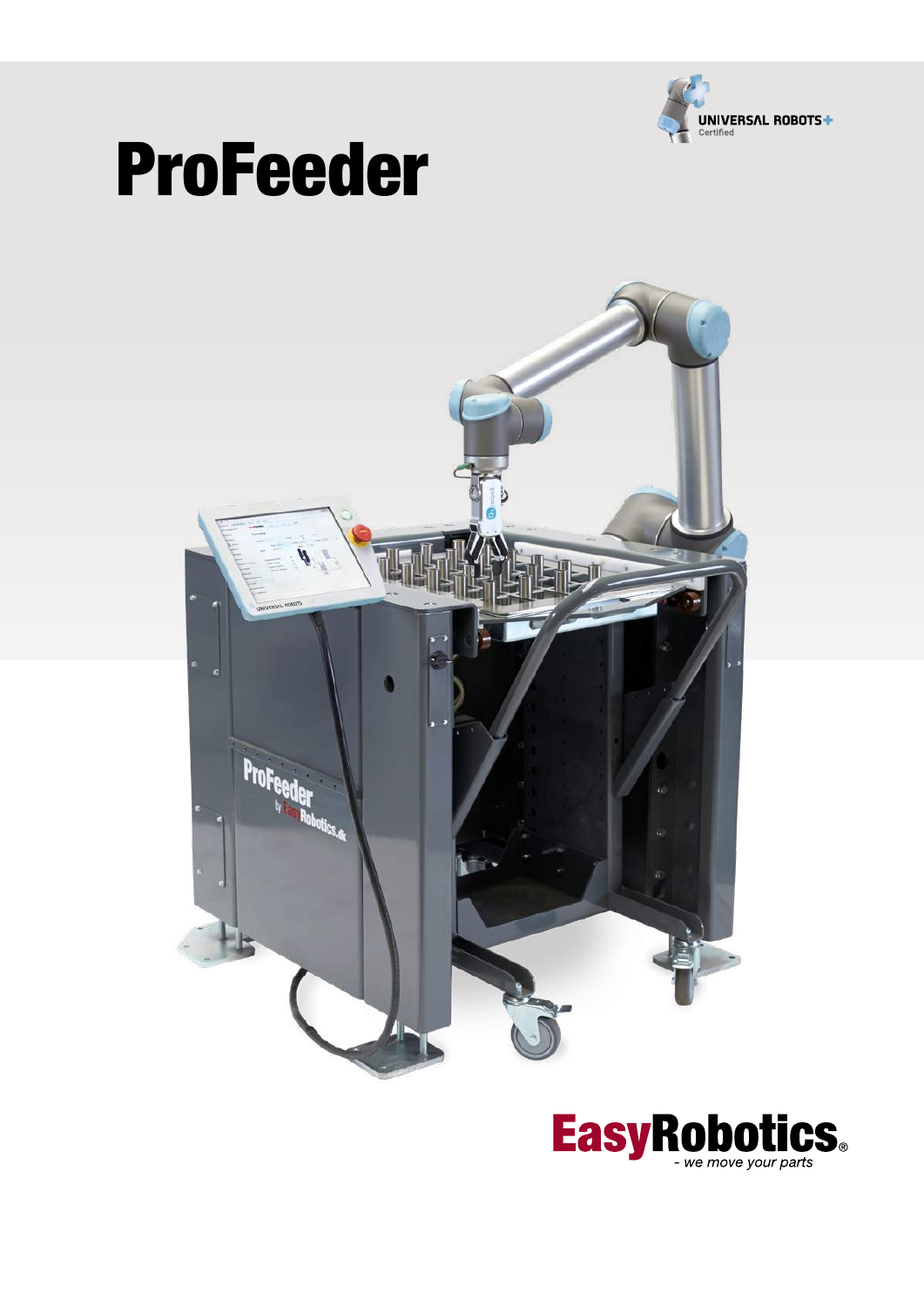# ProFeeder

UNIVERSAL ROBOTS+ Certified

EasyRobotics®
- we move your parts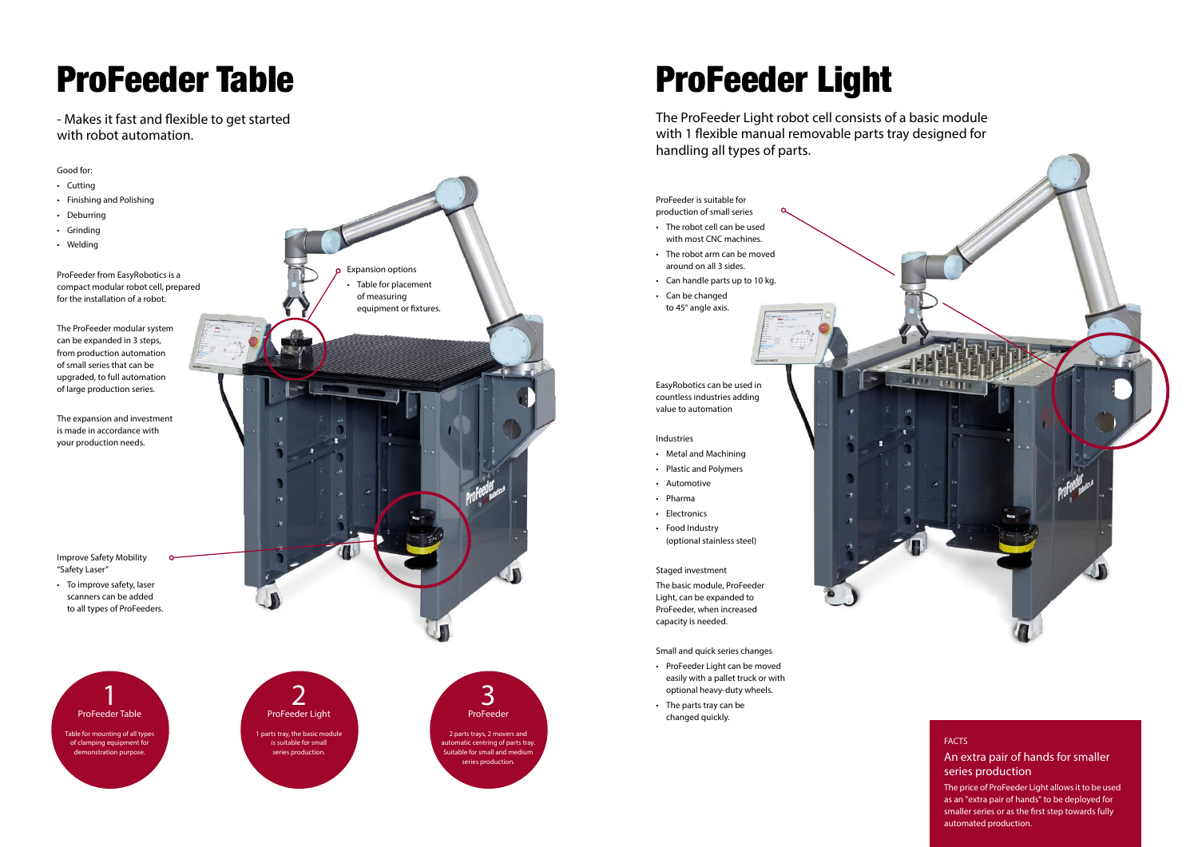# ProFeeder Table

- Makes it fast and flexible to get started with robot automation.

Good for:

- Cutting
- Finishing and Polishing
- Deburring
- Grinding
- Welding

ProFeeder from EasyRobotics is a compact modular robot cell, prepared for the installation of a robot.

The ProFeeder modular system can be expanded in 3 steps, from production automation of small series that can be upgraded, to full automation of large production series.

The expansion and investment is made in accordance with your production needs.

Expansion options

- Table for placement of measuring equipment or fixtures.

Improve Safety Mobility "Safety Laser"

- To improve safety, laser scanners can be added to all types of ProFeeders.

**1** ProFeeder Table

Table for mounting of all types of clamping equipment for demonstration purpose.

**2** ProFeeder Light

1 parts tray, the basic module is suitable for small series production.

**3** ProFeeder

2 parts trays, 2 movers and automatic centring of parts tray. Suitable for small and medium series production.

# ProFeeder Light

The ProFeeder Light robot cell consists of a basic module with 1 flexible manual removable parts tray designed for handling all types of parts.

ProFeeder is suitable for production of small series

- The robot cell can be used with most CNC machines.
- The robot arm can be moved around on all 3 sides.
- Can handle parts up to 10 kg.
- Can be changed to 45° angle axis.

EasyRobotics can be used in countless industries adding value to automation

Industries

- Metal and Machining
- Plastic and Polymers
- Automotive
- Pharma
- Electronics
- Food Industry (optional stainless steel)

Staged investment

The basic module, ProFeeder Light, can be expanded to ProFeeder, when increased capacity is needed.

Small and quick series changes

- ProFeeder Light can be moved easily with a pallet truck or with optional heavy-duty wheels.
- The parts tray can be changed quickly.

FACTS

An extra pair of hands for smaller series production

The price of ProFeeder Light allows it to be used as an "extra pair of hands" to be deployed for smaller series or as the first step towards fully automated production.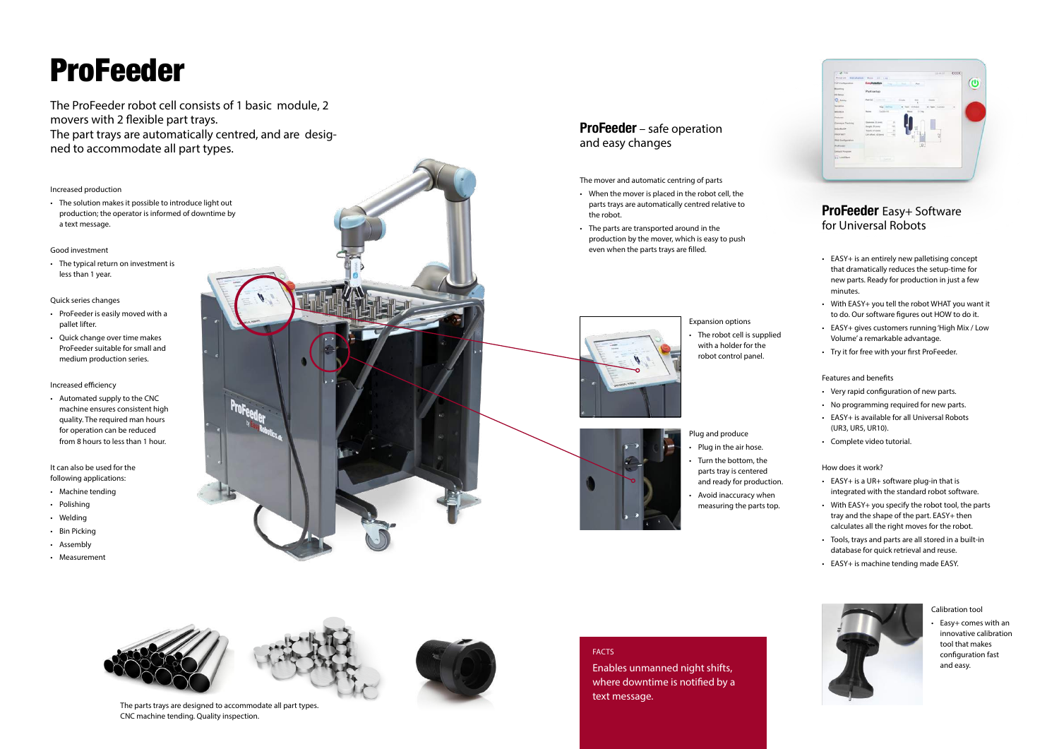# ProFeeder

The ProFeeder robot cell consists of 1 basic module, 2 movers with 2 flexible part trays.
The part trays are automatically centred, and are designed to accommodate all part types.

Increased production

- The solution makes it possible to introduce light out production; the operator is informed of downtime by a text message.

Good investment

- The typical return on investment is less than 1 year.

Quick series changes

- ProFeeder is easily moved with a pallet lifter.
- Quick change over time makes ProFeeder suitable for small and medium production series.

Increased efficiency

- Automated supply to the CNC machine ensures consistent high quality. The required man hours for operation can be reduced from 8 hours to less than 1 hour.

It can also be used for the following applications:

- Machine tending
- Polishing
- Welding
- Bin Picking
- Assembly
- Measurement

The parts trays are designed to accommodate all part types.
CNC machine tending. Quality inspection.

## **ProFeeder** – safe operation and easy changes

The mover and automatic centring of parts

- When the mover is placed in the robot cell, the parts trays are automatically centred relative to the robot.
- The parts are transported around in the production by the mover, which is easy to push even when the parts trays are filled.

Expansion options

- The robot cell is supplied with a holder for the robot control panel.

Plug and produce

- Plug in the air hose.
- Turn the bottom, the parts tray is centered and ready for production.
- Avoid inaccuracy when measuring the parts top.

FACTS

Enables unmanned night shifts, where downtime is notified by a text message.

## **ProFeeder** Easy+ Software for Universal Robots

- EASY+ is an entirely new palletising concept that dramatically reduces the setup-time for new parts. Ready for production in just a few minutes.
- With EASY+ you tell the robot WHAT you want it to do. Our software figures out HOW to do it.
- EASY+ gives customers running 'High Mix / Low Volume' a remarkable advantage.
- Try it for free with your first ProFeeder.

Features and benefits

- Very rapid configuration of new parts.
- No programming required for new parts.
- EASY+ is available for all Universal Robots (UR3, UR5, UR10).
- Complete video tutorial.

How does it work?

- EASY+ is a UR+ software plug-in that is integrated with the standard robot software.
- With EASY+ you specify the robot tool, the parts tray and the shape of the part. EASY+ then calculates all the right moves for the robot.
- Tools, trays and parts are all stored in a built-in database for quick retrieval and reuse.
- EASY+ is machine tending made EASY.

Calibration tool

- Easy+ comes with an innovative calibration tool that makes configuration fast and easy.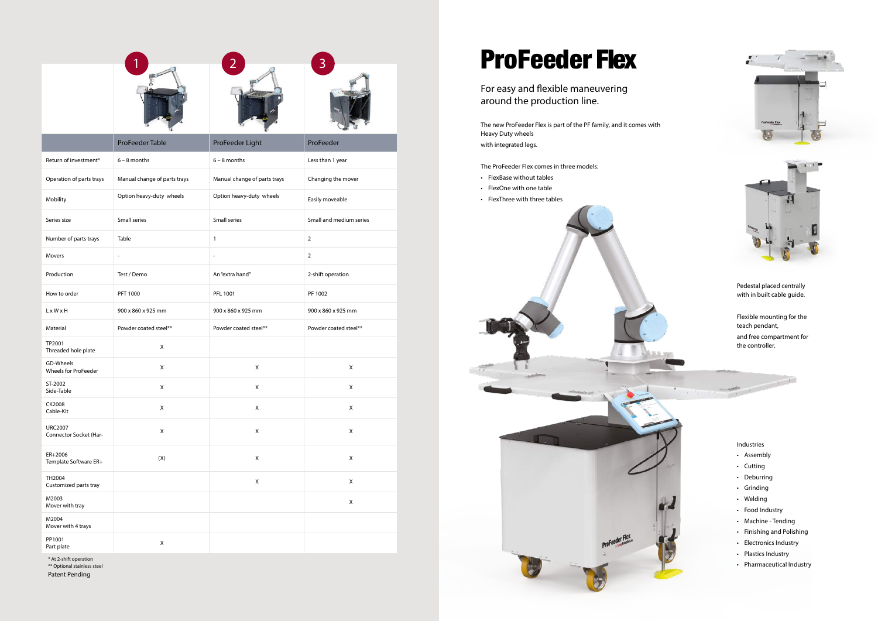| | 1 | 2 | 3 |
|---|---|---|---|
| | ProFeeder Table | ProFeeder Light | ProFeeder |
| Return of investment* | 6 – 8 months | 6 – 8 months | Less than 1 year |
| Operation of parts trays | Manual change of parts trays | Manual change of parts trays | Changing the mover |
| Mobility | Option heavy-duty wheels | Option heavy-duty wheels | Easily moveable |
| Series size | Small series | Small series | Small and medium series |
| Number of parts trays | Table | 1 | 2 |
| Movers | - | - | 2 |
| Production | Test / Demo | An "extra hand" | 2-shift operation |
| How to order | PFT 1000 | PFL 1001 | PF 1002 |
| L x W x H | 900 x 860 x 925 mm | 900 x 860 x 925 mm | 900 x 860 x 925 mm |
| Material | Powder coated steel** | Powder coated steel** | Powder coated steel** |
| TP2001 Threaded hole plate | X | | |
| GD-Wheels Wheels for ProFeeder | X | X | X |
| ST-2002 Side-Table | X | X | X |
| CK2008 Cable-Kit | X | X | X |
| URC2007 Connector Socket (Har- | X | X | X |
| ER+2006 Template Software ER+ | (X) | X | X |
| TH2004 Customized parts tray | | X | X |
| M2003 Mover with tray | | | X |
| M2004 Mover with 4 trays | | | |
| PP1001 Part plate | X | | |

\* At 2-shift operation
\** Optional stainless steel
Patent Pending

# ProFeeder Flex

## For easy and flexible maneuvering around the production line.

The new ProFeeder Flex is part of the PF family, and it comes with Heavy Duty wheels
with integrated legs.

The ProFeeder Flex comes in three models:

- FlexBase without tables
- FlexOne with one table
- FlexThree with three tables

Pedestal placed centrally with in built cable guide.

Flexible mounting for the teach pendant,

and free compartment for the controller.

Industries

- Assembly
- Cutting
- Deburring
- Grinding
- Welding
- Food Industry
- Machine - Tending
- Finishing and Polishing
- Electronics Industry
- Plastics Industry
- Pharmaceutical Industry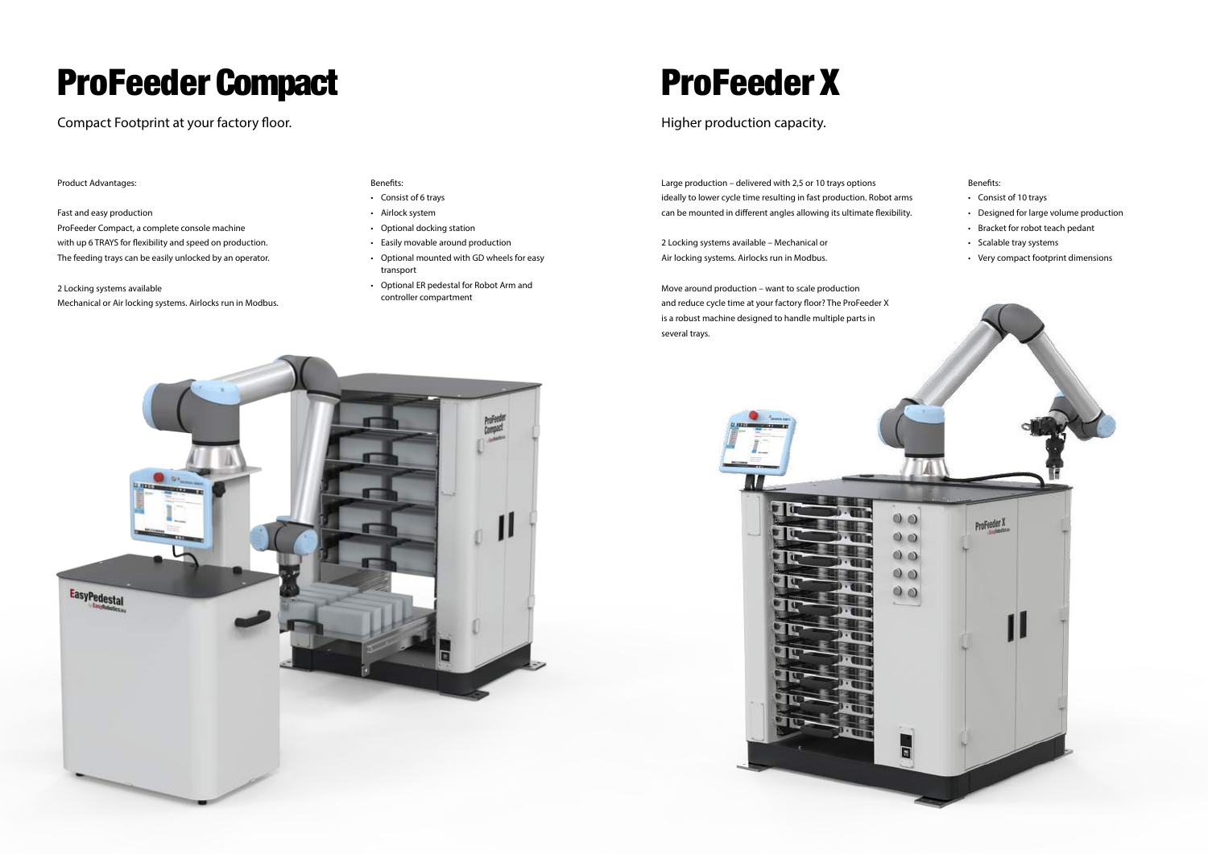# ProFeeder Compact

Compact Footprint at your factory floor.

Product Advantages:

Fast and easy production
ProFeeder Compact, a complete console machine
with up 6 TRAYS for flexibility and speed on production.
The feeding trays can be easily unlocked by an operator.

2 Locking systems available
Mechanical or Air locking systems. Airlocks run in Modbus.

Benefits:

- Consist of 6 trays
- Airlock system
- Optional docking station
- Easily movable around production
- Optional mounted with GD wheels for easy transport
- Optional ER pedestal for Robot Arm and controller compartment

# ProFeeder X

Higher production capacity.

Large production – delivered with 2,5 or 10 trays options
ideally to lower cycle time resulting in fast production. Robot arms
can be mounted in different angles allowing its ultimate flexibility.

2 Locking systems available – Mechanical or
Air locking systems. Airlocks run in Modbus.

Move around production – want to scale production
and reduce cycle time at your factory floor? The ProFeeder X
is a robust machine designed to handle multiple parts in
several trays.

Benefits:

- Consist of 10 trays
- Designed for large volume production
- Bracket for robot teach pedant
- Scalable tray systems
- Very compact footprint dimensions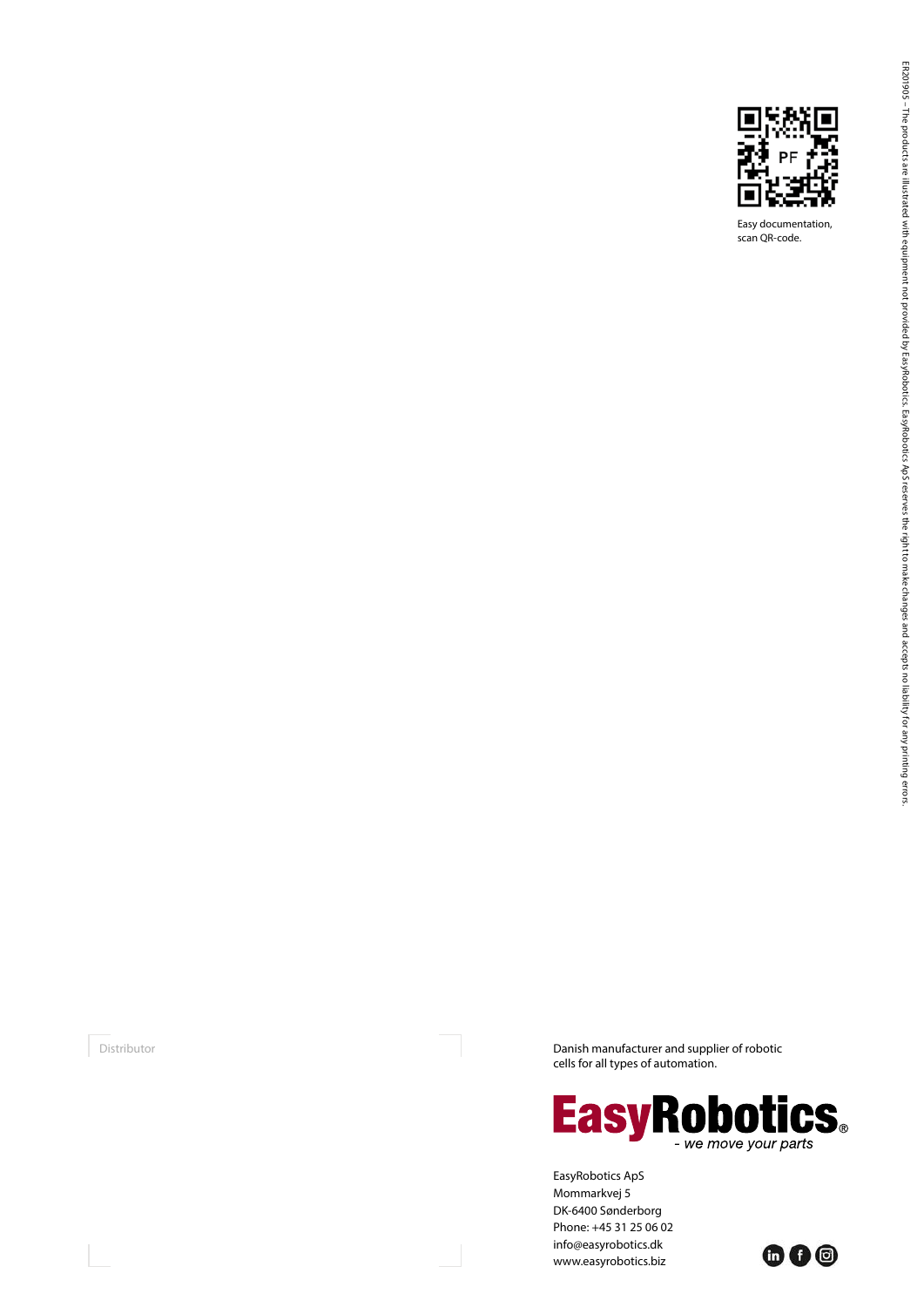Easy documentation, scan QR-code.

ER201905 – The products are illustrated with equipment not provided by EasyRobotics. EasyRobotics ApS reserves the right to make changes and accepts no liability for any printing errors.

Distributor

Danish manufacturer and supplier of robotic cells for all types of automation.

EasyRobotics®

- we move your parts

EasyRobotics ApS
Mommarkvej 5
DK-6400 Sønderborg
Phone: +45 31 25 06 02
info@easyrobotics.dk
www.easyrobotics.biz